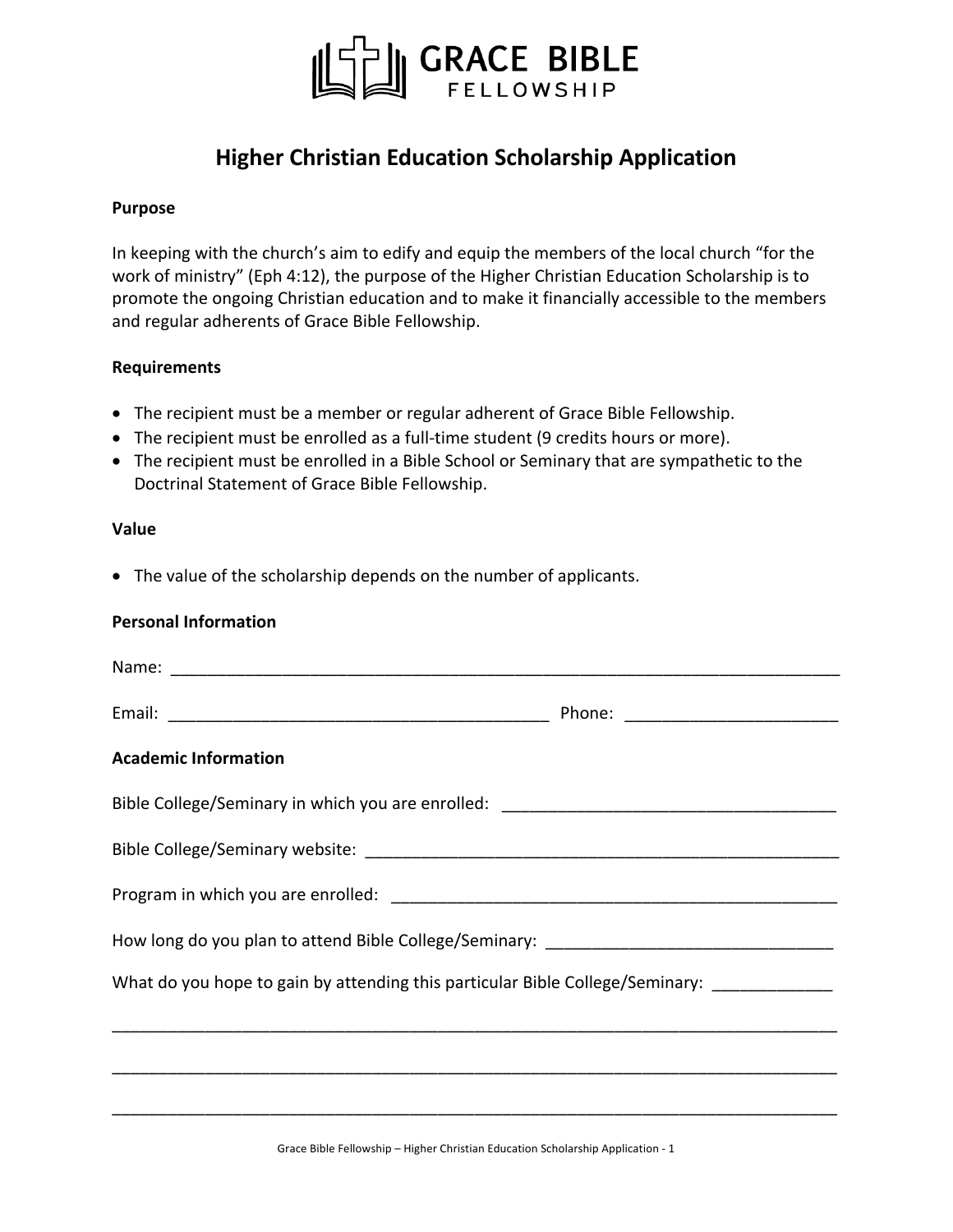# GRACE BIBLE FELLOWSHIP

## Higher Christian Education Scholarship Application

**Purpose**

In keeping with the church's aim to edify and equip the members of the local church "for the work of ministry" (Eph 4:12), the purpose of the Higher Christian Education Scholarship is to promote the ongoing Christian education and to make it financially accessible to the members and regular adherents of Grace Bible Fellowship.

**Requirements**

- The recipient must be a member or regular adherent of Grace Bible Fellowship.
- The recipient must be enrolled as a full-time student (9 credits hours or more).
- The recipient must be enrolled in a Bible School or Seminary that are sympathetic to the Doctrinal Statement of Grace Bible Fellowship.

**Value**

- The value of the scholarship depends on the number of applicants.

**Personal Information**

Name: ___________________________________________________________________________

Email: ________________________________________ Phone: _____________________

**Academic Information**

Bible College/Seminary in which you are enrolled: ___________________________________

Bible College/Seminary website: _________________________________________________

Program in which you are enrolled: _______________________________________________

How long do you plan to attend Bible College/Seminary: _____________________________

What do you hope to gain by attending this particular Bible College/Seminary: ____________

___________________________________________________________________________

___________________________________________________________________________

___________________________________________________________________________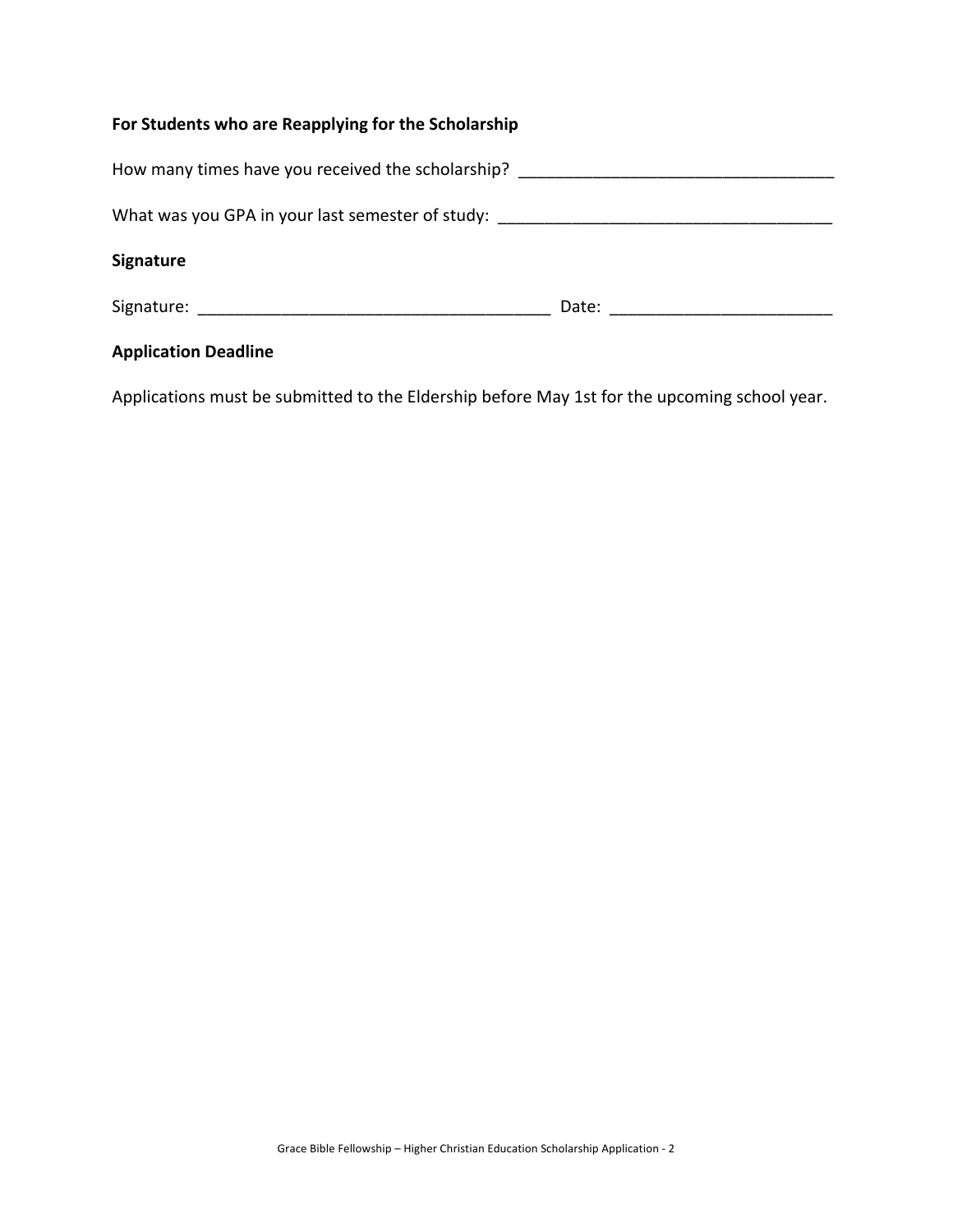**For Students who are Reapplying for the Scholarship**

How many times have you received the scholarship? __________________________________

What was you GPA in your last semester of study: ___________________________________

**Signature**

Signature: _____________________________________ Date: _______________________

**Application Deadline**

Applications must be submitted to the Eldership before May 1st for the upcoming school year.